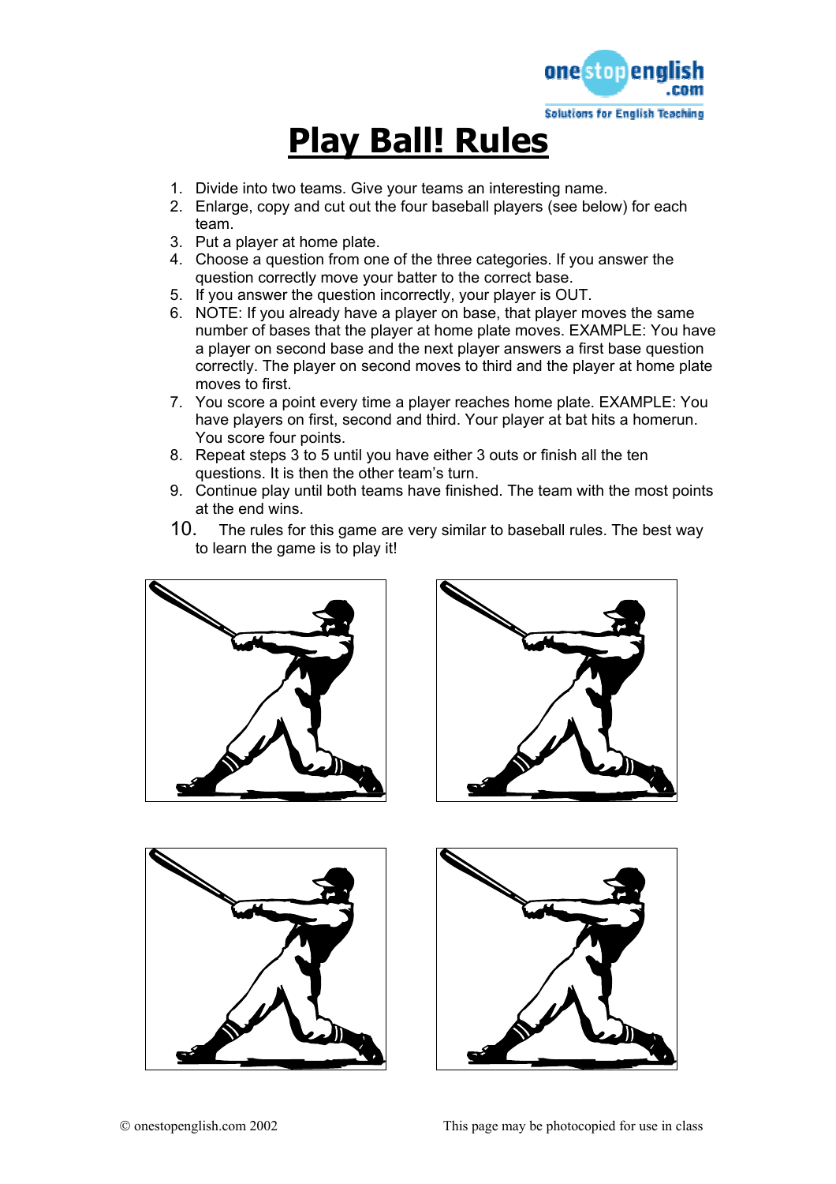# Play Ball! Rules

1. Divide into two teams. Give your teams an interesting name.
2. Enlarge, copy and cut out the four baseball players (see below) for each team.
3. Put a player at home plate.
4. Choose a question from one of the three categories. If you answer the question correctly move your batter to the correct base.
5. If you answer the question incorrectly, your player is OUT.
6. NOTE: If you already have a player on base, that player moves the same number of bases that the player at home plate moves. EXAMPLE: You have a player on second base and the next player answers a first base question correctly. The player on second moves to third and the player at home plate moves to first.
7. You score a point every time a player reaches home plate. EXAMPLE: You have players on first, second and third. Your player at bat hits a homerun. You score four points.
8. Repeat steps 3 to 5 until you have either 3 outs or finish all the ten questions. It is then the other team's turn.
9. Continue play until both teams have finished. The team with the most points at the end wins.
10. The rules for this game are very similar to baseball rules. The best way to learn the game is to play it!

© onestopenglish.com 2002 — This page may be photocopied for use in class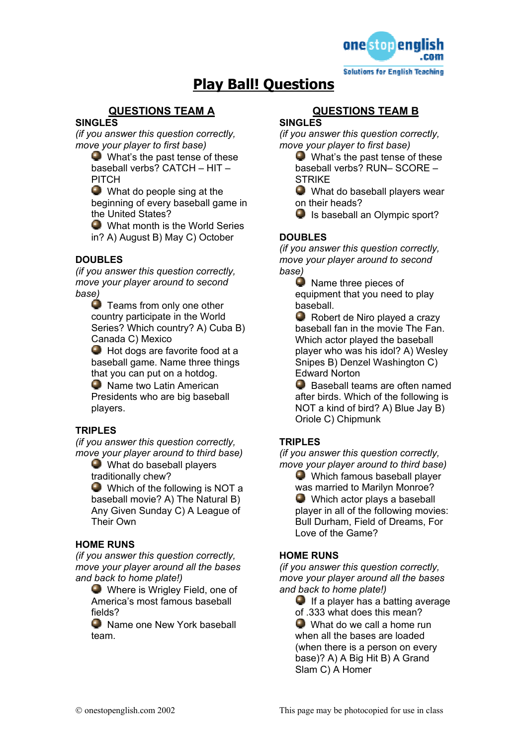# Play Ball! Questions

## QUESTIONS TEAM A

### SINGLES

*(if you answer this question correctly, move your player to first base)*

- What's the past tense of these baseball verbs? CATCH – HIT – PITCH
- What do people sing at the beginning of every baseball game in the United States?
- What month is the World Series in? A) August B) May C) October

### DOUBLES

*(if you answer this question correctly, move your player around to second base)*

- Teams from only one other country participate in the World Series? Which country? A) Cuba B) Canada C) Mexico
- Hot dogs are favorite food at a baseball game. Name three things that you can put on a hotdog.
- Name two Latin American Presidents who are big baseball players.

### TRIPLES

*(if you answer this question correctly, move your player around to third base)*

- What do baseball players traditionally chew?
- Which of the following is NOT a baseball movie? A) The Natural B) Any Given Sunday C) A League of Their Own

### HOME RUNS

*(if you answer this question correctly, move your player around all the bases and back to home plate!)*

- Where is Wrigley Field, one of America's most famous baseball fields?
- Name one New York baseball team.

## QUESTIONS TEAM B

### SINGLES

*(if you answer this question correctly, move your player to first base)*

- What's the past tense of these baseball verbs? RUN– SCORE – STRIKE
- What do baseball players wear on their heads?
- Is baseball an Olympic sport?

### DOUBLES

*(if you answer this question correctly, move your player around to second base)*

- Name three pieces of equipment that you need to play baseball.
- Robert de Niro played a crazy baseball fan in the movie The Fan. Which actor played the baseball player who was his idol? A) Wesley Snipes B) Denzel Washington C) Edward Norton
- Baseball teams are often named after birds. Which of the following is NOT a kind of bird? A) Blue Jay B) Oriole C) Chipmunk

### TRIPLES

*(if you answer this question correctly, move your player around to third base)*

- Which famous baseball player was married to Marilyn Monroe?
- Which actor plays a baseball player in all of the following movies: Bull Durham, Field of Dreams, For Love of the Game?

### HOME RUNS

*(if you answer this question correctly, move your player around all the bases and back to home plate!)*

- If a player has a batting average of .333 what does this mean?
- What do we call a home run when all the bases are loaded (when there is a person on every base)? A) A Big Hit B) A Grand Slam C) A Homer

© onestopenglish.com 2002

This page may be photocopied for use in class